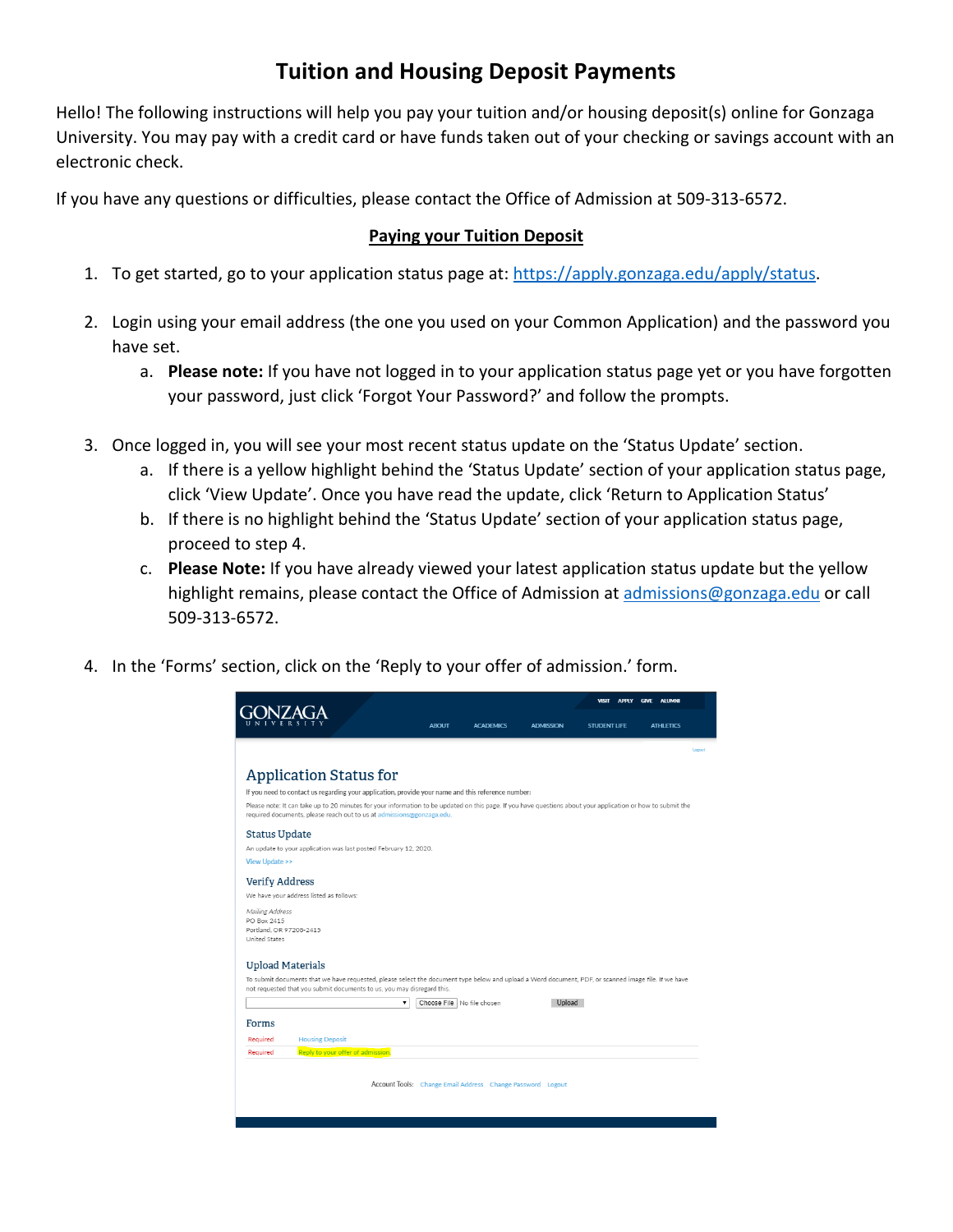# Tuition and Housing Deposit Payments

Hello! The following instructions will help you pay your tuition and/or housing deposit(s) online for Gonzaga University. You may pay with a credit card or have funds taken out of your checking or savings account with an electronic check.

If you have any questions or difficulties, please contact the Office of Admission at 509-313-6572.

## Paying your Tuition Deposit

1. To get started, go to your application status page at: https://apply.gonzaga.edu/apply/status.

2. Login using your email address (the one you used on your Common Application) and the password you have set.
   a. **Please note:** If you have not logged in to your application status page yet or you have forgotten your password, just click 'Forgot Your Password?' and follow the prompts.

3. Once logged in, you will see your most recent status update on the 'Status Update' section.
   a. If there is a yellow highlight behind the 'Status Update' section of your application status page, click 'View Update'. Once you have read the update, click 'Return to Application Status'
   b. If there is no highlight behind the 'Status Update' section of your application status page, proceed to step 4.
   c. **Please Note:** If you have already viewed your latest application status update but the yellow highlight remains, please contact the Office of Admission at admissions@gonzaga.edu or call 509-313-6572.

4. In the 'Forms' section, click on the 'Reply to your offer of admission.' form.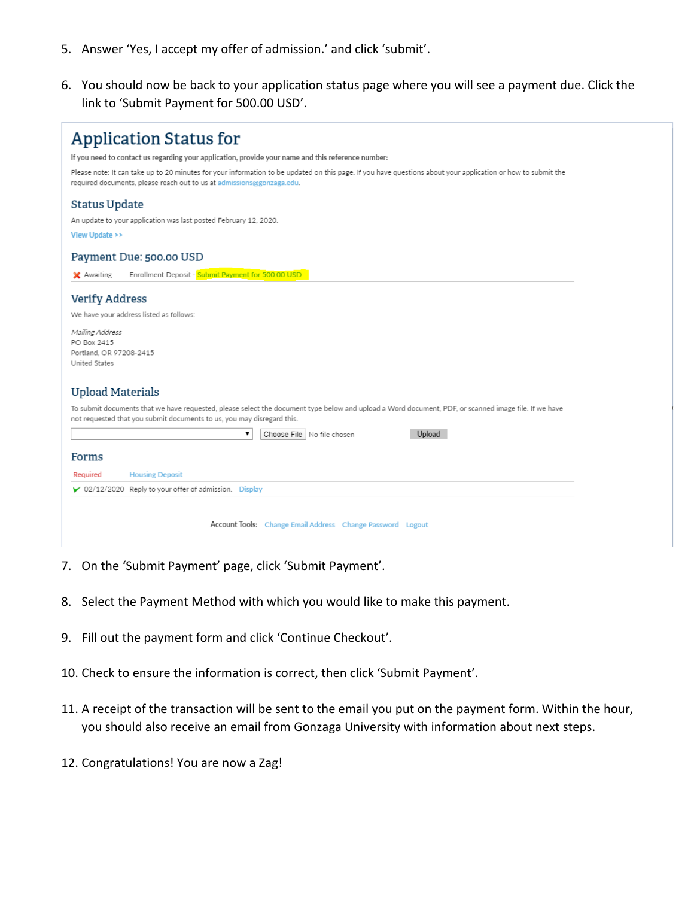5. Answer 'Yes, I accept my offer of admission.' and click 'submit'.

6. You should now be back to your application status page where you will see a payment due. Click the link to 'Submit Payment for 500.00 USD'.

# Application Status for

If you need to contact us regarding your application, provide your name and this reference number:

Please note: It can take up to 20 minutes for your information to be updated on this page. If you have questions about your application or how to submit the required documents, please reach out to us at admissions@gonzaga.edu.

## Status Update

An update to your application was last posted February 12, 2020.

View Update >>

## Payment Due: 500.00 USD

✗ Awaiting Enrollment Deposit - Submit Payment for 500.00 USD

## Verify Address

We have your address listed as follows:

*Mailing Address*
PO Box 2415
Portland, OR 97208-2415
United States

## Upload Materials

To submit documents that we have requested, please select the document type below and upload a Word document, PDF, or scanned image file. If we have not requested that you submit documents to us, you may disregard this.

Choose File No file chosen Upload

## Forms

Required Housing Deposit

✓ 02/12/2020 Reply to your offer of admission. Display

Account Tools: Change Email Address Change Password Logout

7. On the 'Submit Payment' page, click 'Submit Payment'.

8. Select the Payment Method with which you would like to make this payment.

9. Fill out the payment form and click 'Continue Checkout'.

10. Check to ensure the information is correct, then click 'Submit Payment'.

11. A receipt of the transaction will be sent to the email you put on the payment form. Within the hour, you should also receive an email from Gonzaga University with information about next steps.

12. Congratulations! You are now a Zag!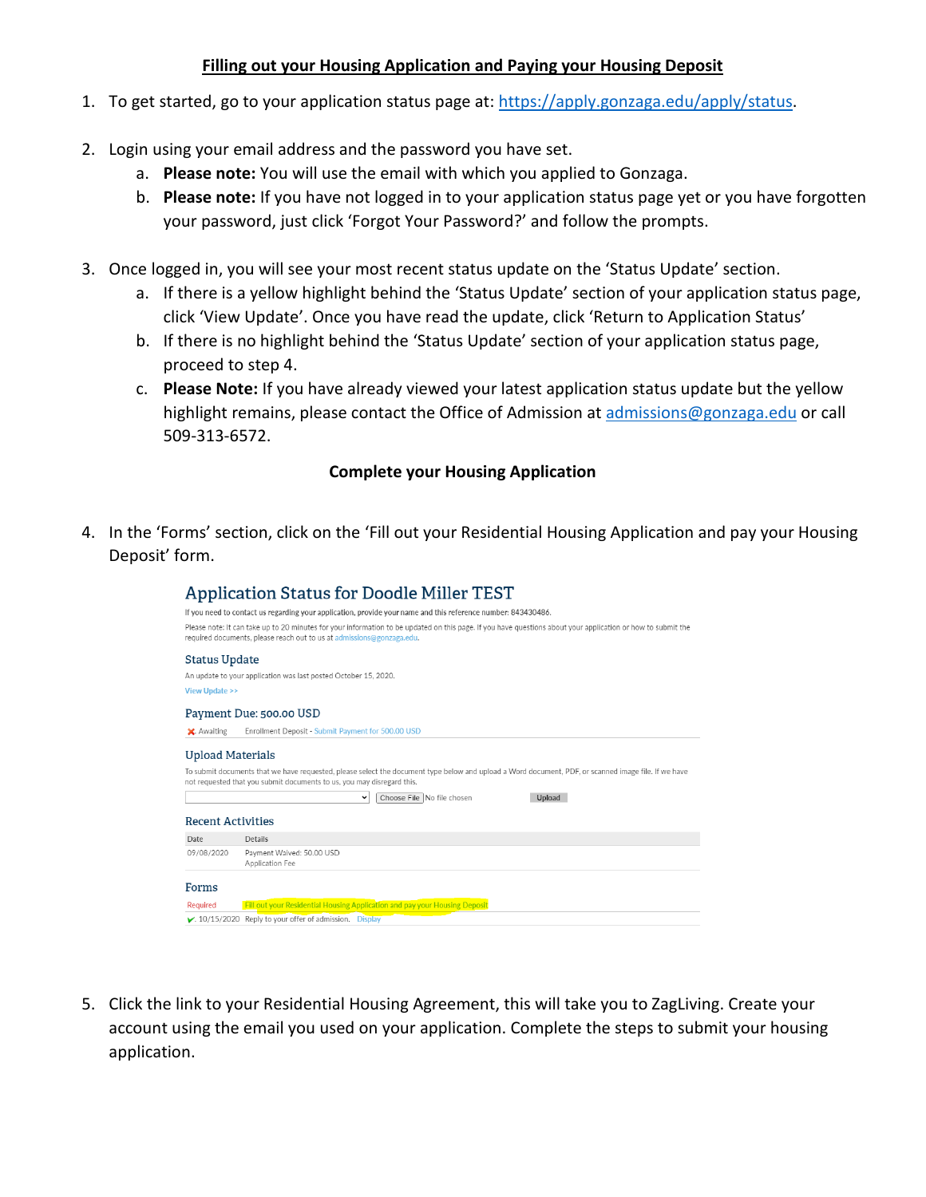## Filling out your Housing Application and Paying your Housing Deposit

1. To get started, go to your application status page at: [https://apply.gonzaga.edu/apply/status](https://apply.gonzaga.edu/apply/status).

2. Login using your email address and the password you have set.
   a. **Please note:** You will use the email with which you applied to Gonzaga.
   b. **Please note:** If you have not logged in to your application status page yet or you have forgotten your password, just click 'Forgot Your Password?' and follow the prompts.

3. Once logged in, you will see your most recent status update on the 'Status Update' section.
   a. If there is a yellow highlight behind the 'Status Update' section of your application status page, click 'View Update'. Once you have read the update, click 'Return to Application Status'
   b. If there is no highlight behind the 'Status Update' section of your application status page, proceed to step 4.
   c. **Please Note:** If you have already viewed your latest application status update but the yellow highlight remains, please contact the Office of Admission at [admissions@gonzaga.edu](mailto:admissions@gonzaga.edu) or call 509-313-6572.

### Complete your Housing Application

4. In the 'Forms' section, click on the 'Fill out your Residential Housing Application and pay your Housing Deposit' form.

**Application Status for Doodle Miller TEST**

If you need to contact us regarding your application, provide your name and this reference number: 843430486.

Please note: It can take up to 20 minutes for your information to be updated on this page. If you have questions about your application or how to submit the required documents, please reach out to us at admissions@gonzaga.edu.

**Status Update**

An update to your application was last posted October 15, 2020.

View Update >>

**Payment Due: 500.00 USD**

✗ Awaiting Enrollment Deposit - Submit Payment for 500.00 USD

**Upload Materials**

To submit documents that we have requested, please select the document type below and upload a Word document, PDF, or scanned image file. If we have not requested that you submit documents to us, you may disregard this.

Choose File No file chosen Upload

**Recent Activities**

| Date | Details |
| --- | --- |
| 09/08/2020 | Payment Waived: 50.00 USD Application Fee |

**Forms**

| | |
| --- | --- |
| Required | Fill out your Residential Housing Application and pay your Housing Deposit |
| ✔ 10/15/2020 | Reply to your offer of admission. Display |

5. Click the link to your Residential Housing Agreement, this will take you to ZagLiving. Create your account using the email you used on your application. Complete the steps to submit your housing application.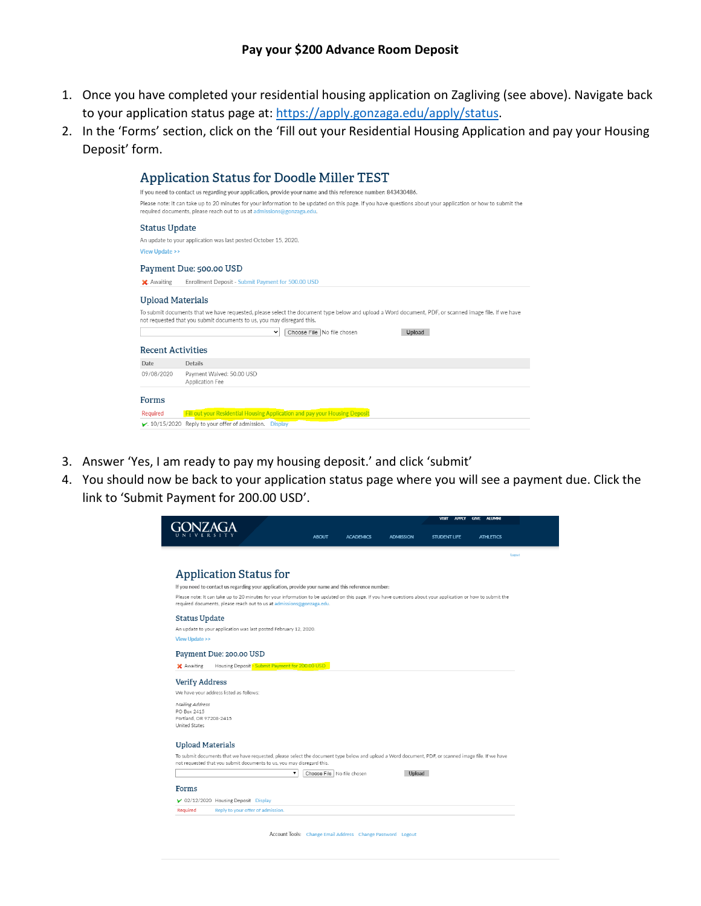**Pay your $200 Advance Room Deposit**

1. Once you have completed your residential housing application on Zagliving (see above). Navigate back to your application status page at: https://apply.gonzaga.edu/apply/status.
2. In the 'Forms' section, click on the 'Fill out your Residential Housing Application and pay your Housing Deposit' form.

## Application Status for Doodle Miller TEST

If you need to contact us regarding your application, provide your name and this reference number: 843430486.

Please note: It can take up to 20 minutes for your information to be updated on this page. If you have questions about your application or how to submit the required documents, please reach out to us at admissions@gonzaga.edu.

### Status Update

An update to your application was last posted October 15, 2020.

View Update >>

### Payment Due: 500.00 USD

✗ Awaiting    Enrollment Deposit - Submit Payment for 500.00 USD

### Upload Materials

To submit documents that we have requested, please select the document type below and upload a Word document, PDF, or scanned image file. If we have not requested that you submit documents to us, you may disregard this.

Choose File No file chosen    Upload

### Recent Activities

| Date | Details |
|---|---|
| 09/08/2020 | Payment Waived: 50.00 USD<br>Application Fee |

### Forms

Required    Fill out your Residential Housing Application and pay your Housing Deposit

✓ 10/15/2020 Reply to your offer of admission. Display

3. Answer 'Yes, I am ready to pay my housing deposit.' and click 'submit'
4. You should now be back to your application status page where you will see a payment due. Click the link to 'Submit Payment for 200.00 USD'.

GONZAGA UNIVERSITY    VISIT APPLY GIVE ALUMNI    ABOUT ACADEMICS ADMISSION STUDENT LIFE ATHLETICS

Logout

## Application Status for

If you need to contact us regarding your application, provide your name and this reference number:

Please note: It can take up to 20 minutes for your information to be updated on this page. If you have questions about your application or how to submit the required documents, please reach out to us at admissions@gonzaga.edu.

### Status Update

An update to your application was last posted February 12, 2020.

View Update >>

### Payment Due: 200.00 USD

✗ Awaiting    Housing Deposit - Submit Payment for 200.00 USD

### Verify Address

We have your address listed as follows:

*Mailing Address*
PO Box 2415
Portland, OR 97208-2415
United States

### Upload Materials

To submit documents that we have requested, please select the document type below and upload a Word document, PDF, or scanned image file. If we have not requested that you submit documents to us, you may disregard this.

Choose File No file chosen    Upload

### Forms

✓ 02/12/2020 Housing Deposit Display

Required    Reply to your offer of admission.

Account Tools: Change Email Address Change Password Logout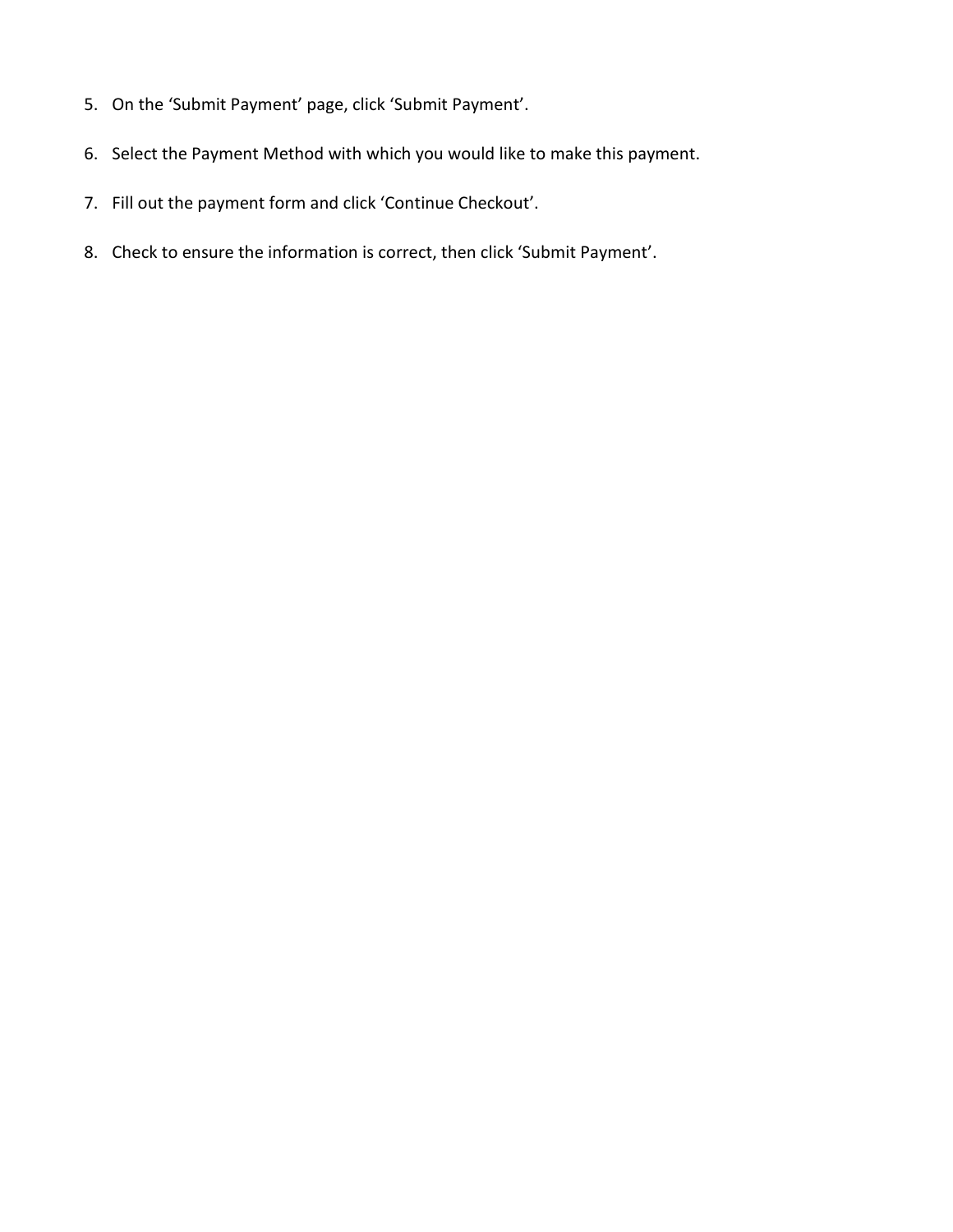5. On the ‘Submit Payment’ page, click ‘Submit Payment’.

6. Select the Payment Method with which you would like to make this payment.

7. Fill out the payment form and click ‘Continue Checkout’.

8. Check to ensure the information is correct, then click ‘Submit Payment’.